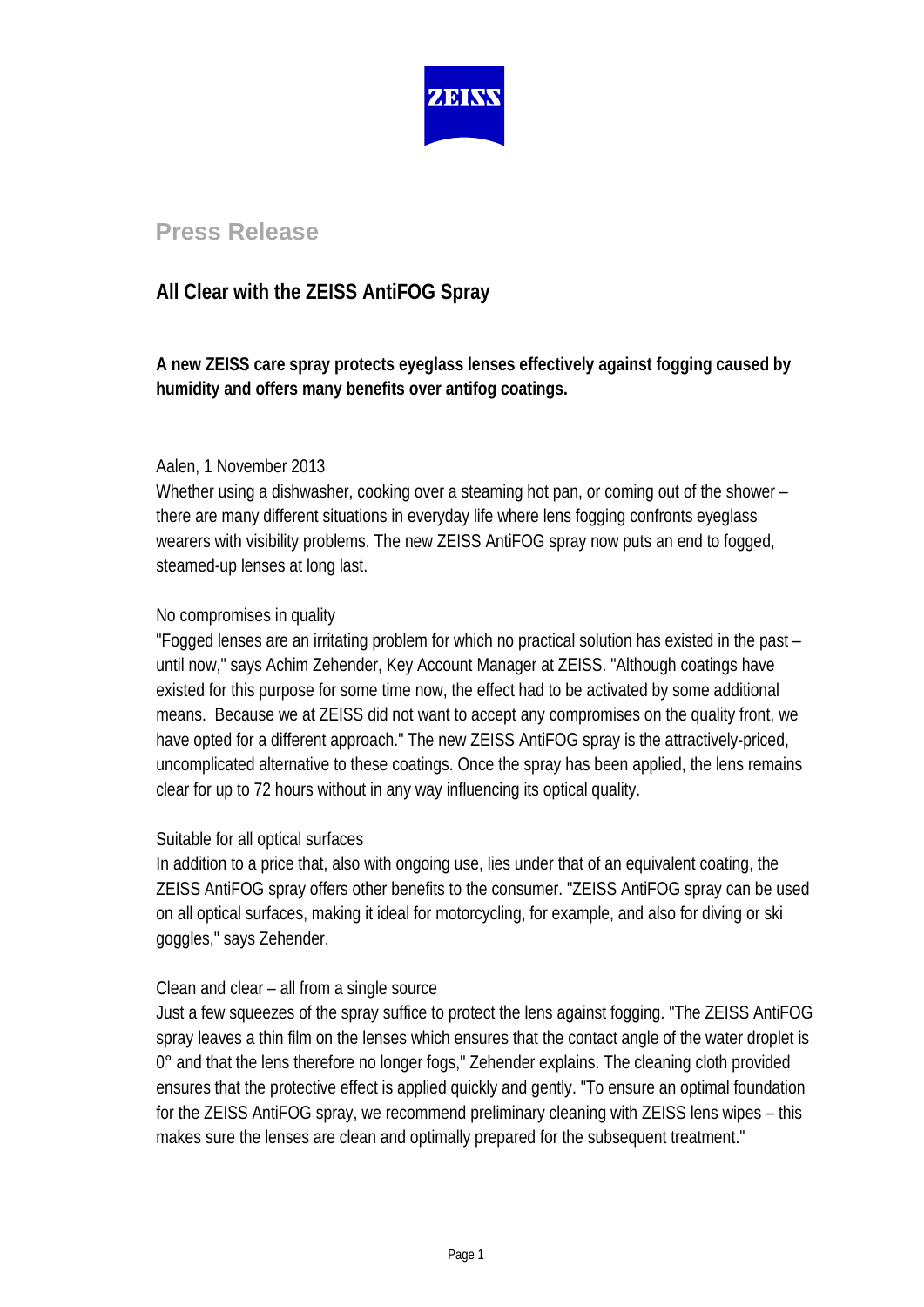ZEISS

## Press Release

# All Clear with the ZEISS AntiFOG Spray

**A new ZEISS care spray protects eyeglass lenses effectively against fogging caused by humidity and offers many benefits over antifog coatings.**

Aalen, 1 November 2013

Whether using a dishwasher, cooking over a steaming hot pan, or coming out of the shower – there are many different situations in everyday life where lens fogging confronts eyeglass wearers with visibility problems. The new ZEISS AntiFOG spray now puts an end to fogged, steamed-up lenses at long last.

No compromises in quality

"Fogged lenses are an irritating problem for which no practical solution has existed in the past – until now," says Achim Zehender, Key Account Manager at ZEISS. "Although coatings have existed for this purpose for some time now, the effect had to be activated by some additional means. Because we at ZEISS did not want to accept any compromises on the quality front, we have opted for a different approach." The new ZEISS AntiFOG spray is the attractively-priced, uncomplicated alternative to these coatings. Once the spray has been applied, the lens remains clear for up to 72 hours without in any way influencing its optical quality.

Suitable for all optical surfaces

In addition to a price that, also with ongoing use, lies under that of an equivalent coating, the ZEISS AntiFOG spray offers other benefits to the consumer. "ZEISS AntiFOG spray can be used on all optical surfaces, making it ideal for motorcycling, for example, and also for diving or ski goggles," says Zehender.

Clean and clear – all from a single source

Just a few squeezes of the spray suffice to protect the lens against fogging. "The ZEISS AntiFOG spray leaves a thin film on the lenses which ensures that the contact angle of the water droplet is 0° and that the lens therefore no longer fogs," Zehender explains. The cleaning cloth provided ensures that the protective effect is applied quickly and gently. "To ensure an optimal foundation for the ZEISS AntiFOG spray, we recommend preliminary cleaning with ZEISS lens wipes – this makes sure the lenses are clean and optimally prepared for the subsequent treatment."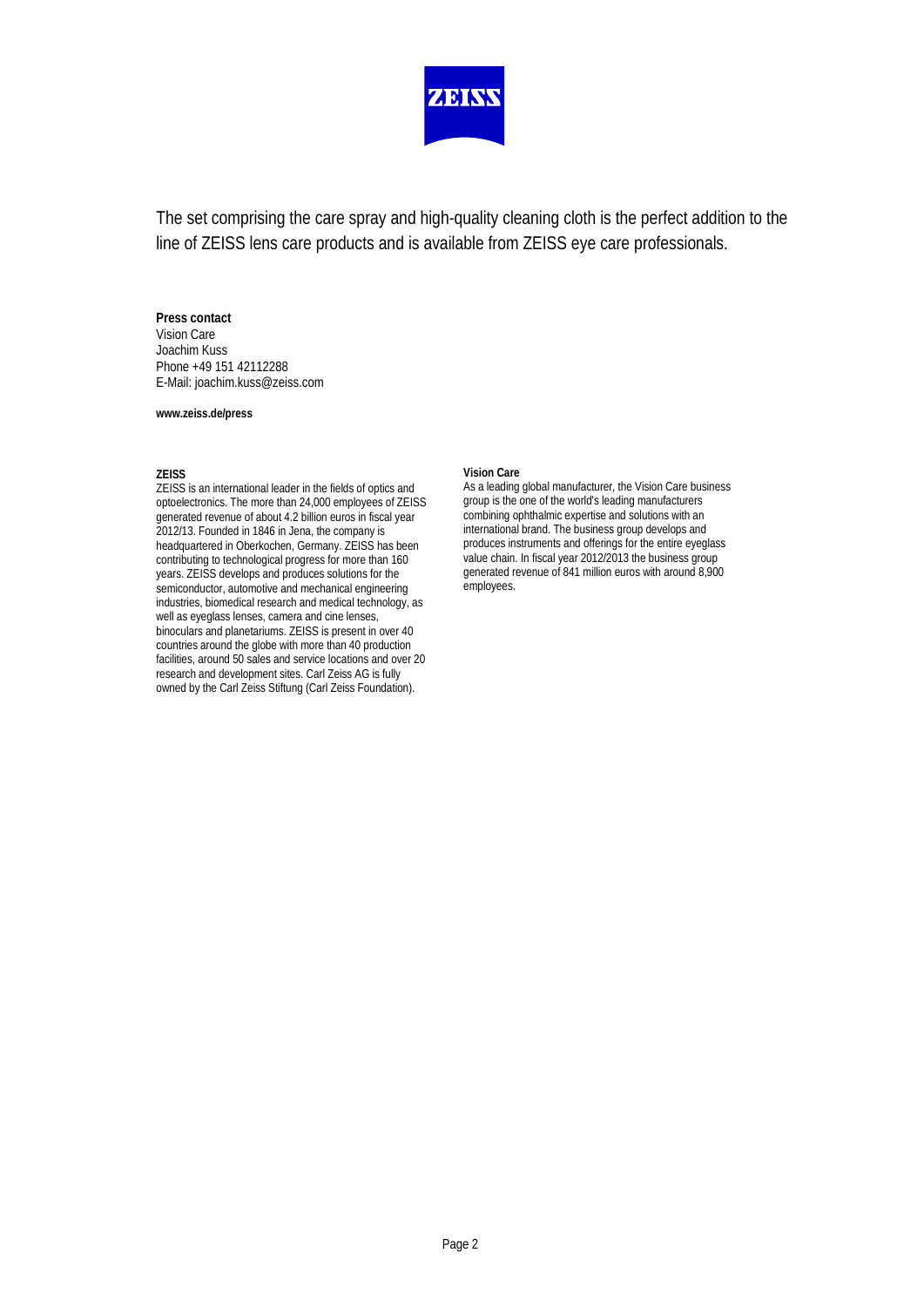The set comprising the care spray and high-quality cleaning cloth is the perfect addition to the line of ZEISS lens care products and is available from ZEISS eye care professionals.

**Press contact**
Vision Care
Joachim Kuss
Phone +49 151 42112288
E-Mail: joachim.kuss@zeiss.com

**www.zeiss.de/press**

**ZEISS**
ZEISS is an international leader in the fields of optics and optoelectronics. The more than 24,000 employees of ZEISS generated revenue of about 4.2 billion euros in fiscal year 2012/13. Founded in 1846 in Jena, the company is headquartered in Oberkochen, Germany. ZEISS has been contributing to technological progress for more than 160 years. ZEISS develops and produces solutions for the semiconductor, automotive and mechanical engineering industries, biomedical research and medical technology, as well as eyeglass lenses, camera and cine lenses, binoculars and planetariums. ZEISS is present in over 40 countries around the globe with more than 40 production facilities, around 50 sales and service locations and over 20 research and development sites. Carl Zeiss AG is fully owned by the Carl Zeiss Stiftung (Carl Zeiss Foundation).

**Vision Care**
As a leading global manufacturer, the Vision Care business group is the one of the world's leading manufacturers combining ophthalmic expertise and solutions with an international brand. The business group develops and produces instruments and offerings for the entire eyeglass value chain. In fiscal year 2012/2013 the business group generated revenue of 841 million euros with around 8,900 employees.